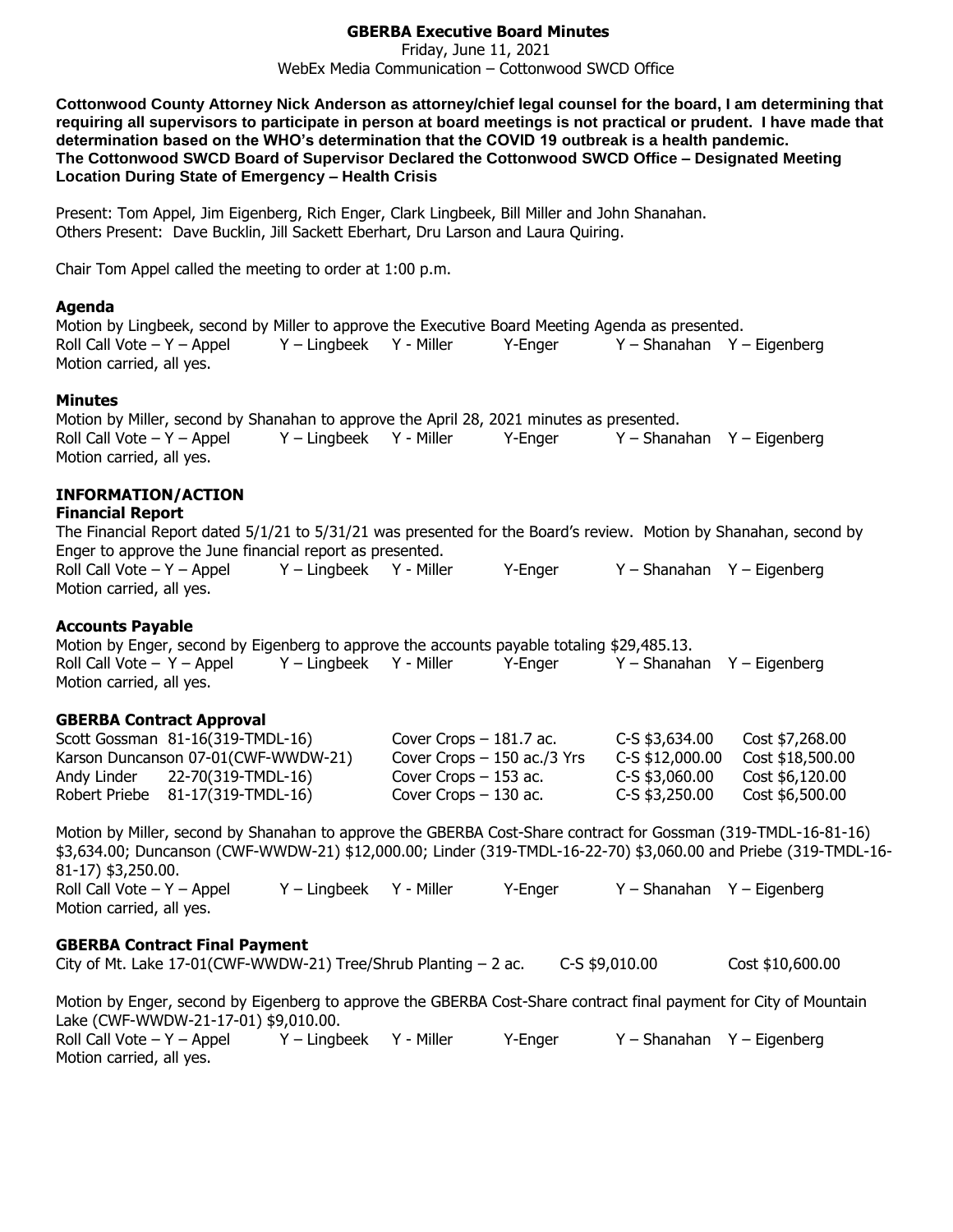# GBERBA Executive Board Minutes

Friday, June 11, 2021
WebEx Media Communication – Cottonwood SWCD Office

**Cottonwood County Attorney Nick Anderson as attorney/chief legal counsel for the board, I am determining that requiring all supervisors to participate in person at board meetings is not practical or prudent. I have made that determination based on the WHO's determination that the COVID 19 outbreak is a health pandemic.**
**The Cottonwood SWCD Board of Supervisor Declared the Cottonwood SWCD Office – Designated Meeting Location During State of Emergency – Health Crisis**

Present: Tom Appel, Jim Eigenberg, Rich Enger, Clark Lingbeek, Bill Miller and John Shanahan.
Others Present: Dave Bucklin, Jill Sackett Eberhart, Dru Larson and Laura Quiring.

Chair Tom Appel called the meeting to order at 1:00 p.m.

### Agenda

Motion by Lingbeek, second by Miller to approve the Executive Board Meeting Agenda as presented.
Roll Call Vote – Y – Appel Y – Lingbeek Y - Miller Y-Enger Y – Shanahan Y – Eigenberg
Motion carried, all yes.

### Minutes

Motion by Miller, second by Shanahan to approve the April 28, 2021 minutes as presented.
Roll Call Vote – Y – Appel Y – Lingbeek Y - Miller Y-Enger Y – Shanahan Y – Eigenberg
Motion carried, all yes.

## INFORMATION/ACTION

### Financial Report

The Financial Report dated 5/1/21 to 5/31/21 was presented for the Board's review. Motion by Shanahan, second by Enger to approve the June financial report as presented.
Roll Call Vote – Y – Appel Y – Lingbeek Y - Miller Y-Enger Y – Shanahan Y – Eigenberg
Motion carried, all yes.

### Accounts Payable

Motion by Enger, second by Eigenberg to approve the accounts payable totaling $29,485.13.
Roll Call Vote – Y – Appel Y – Lingbeek Y - Miller Y-Enger Y – Shanahan Y – Eigenberg
Motion carried, all yes.

### GBERBA Contract Approval

| | | | | |
|---|---|---|---|---|
| Scott Gossman | 81-16(319-TMDL-16) | Cover Crops – 181.7 ac. | C-S $3,634.00 | Cost $7,268.00 |
| Karson Duncanson | 07-01(CWF-WWDW-21) | Cover Crops – 150 ac./3 Yrs | C-S $12,000.00 | Cost $18,500.00 |
| Andy Linder | 22-70(319-TMDL-16) | Cover Crops – 153 ac. | C-S $3,060.00 | Cost $6,120.00 |
| Robert Priebe | 81-17(319-TMDL-16) | Cover Crops – 130 ac. | C-S $3,250.00 | Cost $6,500.00 |

Motion by Miller, second by Shanahan to approve the GBERBA Cost-Share contract for Gossman (319-TMDL-16-81-16) $3,634.00; Duncanson (CWF-WWDW-21) $12,000.00; Linder (319-TMDL-16-22-70) $3,060.00 and Priebe (319-TMDL-16-81-17) $3,250.00.
Roll Call Vote – Y – Appel Y – Lingbeek Y - Miller Y-Enger Y – Shanahan Y – Eigenberg
Motion carried, all yes.

### GBERBA Contract Final Payment

City of Mt. Lake 17-01(CWF-WWDW-21) Tree/Shrub Planting – 2 ac. C-S $9,010.00 Cost $10,600.00

Motion by Enger, second by Eigenberg to approve the GBERBA Cost-Share contract final payment for City of Mountain Lake (CWF-WWDW-21-17-01) $9,010.00.
Roll Call Vote – Y – Appel Y – Lingbeek Y - Miller Y-Enger Y – Shanahan Y – Eigenberg
Motion carried, all yes.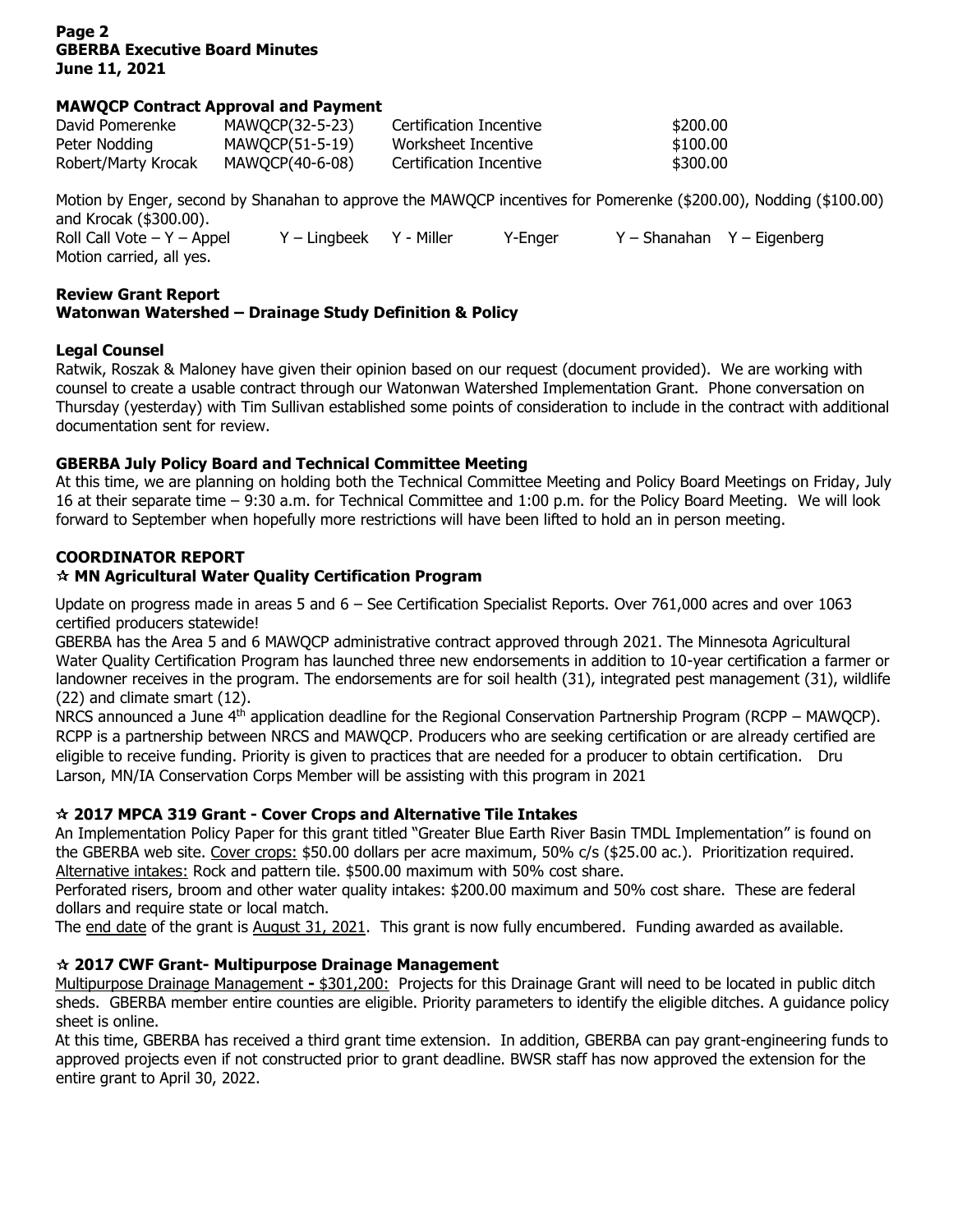#### MAWQCP Contract Approval and Payment

| | | | |
|---|---|---|---|
| David Pomerenke | MAWQCP(32-5-23) | Certification Incentive | \$200.00 |
| Peter Nodding | MAWQCP(51-5-19) | Worksheet Incentive | \$100.00 |
| Robert/Marty Krocak | MAWQCP(40-6-08) | Certification Incentive | \$300.00 |

Motion by Enger, second by Shanahan to approve the MAWQCP incentives for Pomerenke (\$200.00), Nodding (\$100.00) and Krocak (\$300.00).
Roll Call Vote – Y – Appel Y – Lingbeek Y - Miller Y-Enger Y – Shanahan Y – Eigenberg
Motion carried, all yes.

**Review Grant Report**
**Watonwan Watershed – Drainage Study Definition & Policy**

**Legal Counsel**
Ratwik, Roszak & Maloney have given their opinion based on our request (document provided). We are working with counsel to create a usable contract through our Watonwan Watershed Implementation Grant. Phone conversation on Thursday (yesterday) with Tim Sullivan established some points of consideration to include in the contract with additional documentation sent for review.

**GBERBA July Policy Board and Technical Committee Meeting**
At this time, we are planning on holding both the Technical Committee Meeting and Policy Board Meetings on Friday, July 16 at their separate time – 9:30 a.m. for Technical Committee and 1:00 p.m. for the Policy Board Meeting. We will look forward to September when hopefully more restrictions will have been lifted to hold an in person meeting.

**COORDINATOR REPORT**
**☆ MN Agricultural Water Quality Certification Program**

Update on progress made in areas 5 and 6 – See Certification Specialist Reports. Over 761,000 acres and over 1063 certified producers statewide!
GBERBA has the Area 5 and 6 MAWQCP administrative contract approved through 2021. The Minnesota Agricultural Water Quality Certification Program has launched three new endorsements in addition to 10-year certification a farmer or landowner receives in the program. The endorsements are for soil health (31), integrated pest management (31), wildlife (22) and climate smart (12).
NRCS announced a June 4th application deadline for the Regional Conservation Partnership Program (RCPP – MAWQCP). RCPP is a partnership between NRCS and MAWQCP. Producers who are seeking certification or are already certified are eligible to receive funding. Priority is given to practices that are needed for a producer to obtain certification. Dru Larson, MN/IA Conservation Corps Member will be assisting with this program in 2021

**☆ 2017 MPCA 319 Grant - Cover Crops and Alternative Tile Intakes**
An Implementation Policy Paper for this grant titled "Greater Blue Earth River Basin TMDL Implementation" is found on the GBERBA web site. Cover crops: \$50.00 dollars per acre maximum, 50% c/s (\$25.00 ac.). Prioritization required. Alternative intakes: Rock and pattern tile. \$500.00 maximum with 50% cost share.
Perforated risers, broom and other water quality intakes: \$200.00 maximum and 50% cost share. These are federal dollars and require state or local match.
The end date of the grant is August 31, 2021. This grant is now fully encumbered. Funding awarded as available.

**☆ 2017 CWF Grant- Multipurpose Drainage Management**
Multipurpose Drainage Management - \$301,200: Projects for this Drainage Grant will need to be located in public ditch sheds. GBERBA member entire counties are eligible. Priority parameters to identify the eligible ditches. A guidance policy sheet is online.
At this time, GBERBA has received a third grant time extension. In addition, GBERBA can pay grant-engineering funds to approved projects even if not constructed prior to grant deadline. BWSR staff has now approved the extension for the entire grant to April 30, 2022.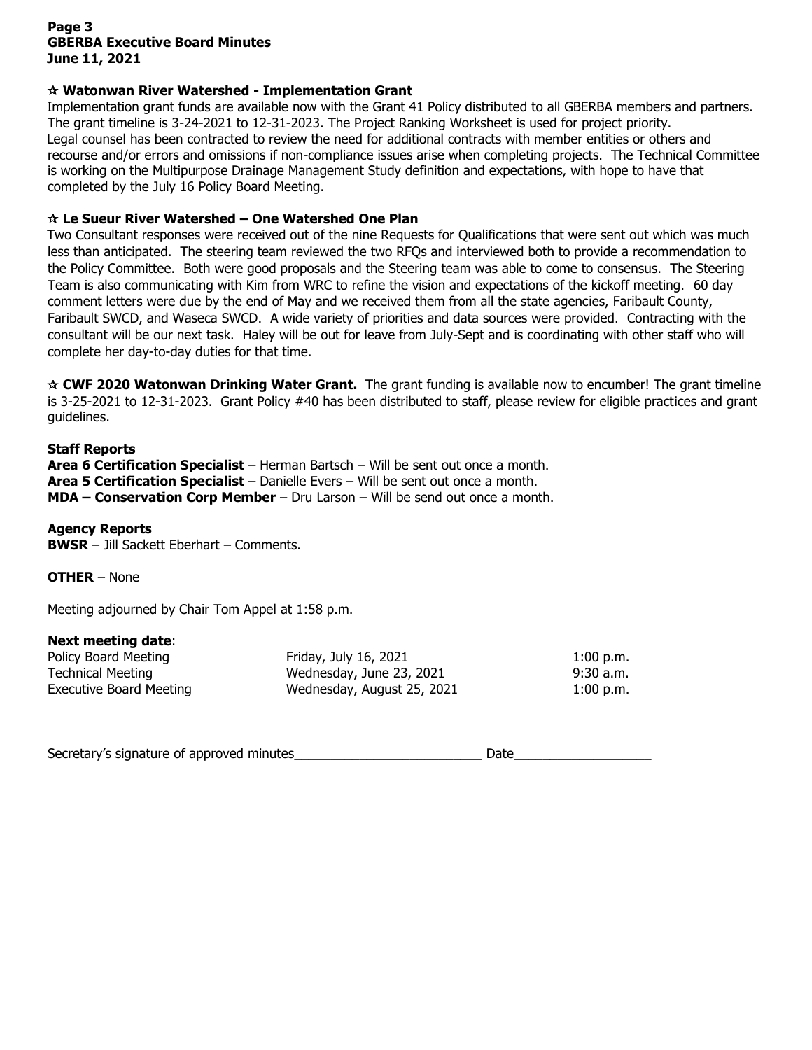**☆ Watonwan River Watershed - Implementation Grant**

Implementation grant funds are available now with the Grant 41 Policy distributed to all GBERBA members and partners. The grant timeline is 3-24-2021 to 12-31-2023. The Project Ranking Worksheet is used for project priority. Legal counsel has been contracted to review the need for additional contracts with member entities or others and recourse and/or errors and omissions if non-compliance issues arise when completing projects. The Technical Committee is working on the Multipurpose Drainage Management Study definition and expectations, with hope to have that completed by the July 16 Policy Board Meeting.

**☆ Le Sueur River Watershed – One Watershed One Plan**

Two Consultant responses were received out of the nine Requests for Qualifications that were sent out which was much less than anticipated. The steering team reviewed the two RFQs and interviewed both to provide a recommendation to the Policy Committee. Both were good proposals and the Steering team was able to come to consensus. The Steering Team is also communicating with Kim from WRC to refine the vision and expectations of the kickoff meeting. 60 day comment letters were due by the end of May and we received them from all the state agencies, Faribault County, Faribault SWCD, and Waseca SWCD. A wide variety of priorities and data sources were provided. Contracting with the consultant will be our next task. Haley will be out for leave from July-Sept and is coordinating with other staff who will complete her day-to-day duties for that time.

**☆ CWF 2020 Watonwan Drinking Water Grant.** The grant funding is available now to encumber! The grant timeline is 3-25-2021 to 12-31-2023. Grant Policy #40 has been distributed to staff, please review for eligible practices and grant guidelines.

**Staff Reports**

**Area 6 Certification Specialist** – Herman Bartsch – Will be sent out once a month.
**Area 5 Certification Specialist** – Danielle Evers – Will be sent out once a month.
**MDA – Conservation Corp Member** – Dru Larson – Will be send out once a month.

**Agency Reports**

**BWSR** – Jill Sackett Eberhart – Comments.

**OTHER** – None

Meeting adjourned by Chair Tom Appel at 1:58 p.m.

**Next meeting date**:

| | | |
|---|---|---|
| Policy Board Meeting | Friday, July 16, 2021 | 1:00 p.m. |
| Technical Meeting | Wednesday, June 23, 2021 | 9:30 a.m. |
| Executive Board Meeting | Wednesday, August 25, 2021 | 1:00 p.m. |

Secretary's signature of approved minutes__________________________ Date___________________